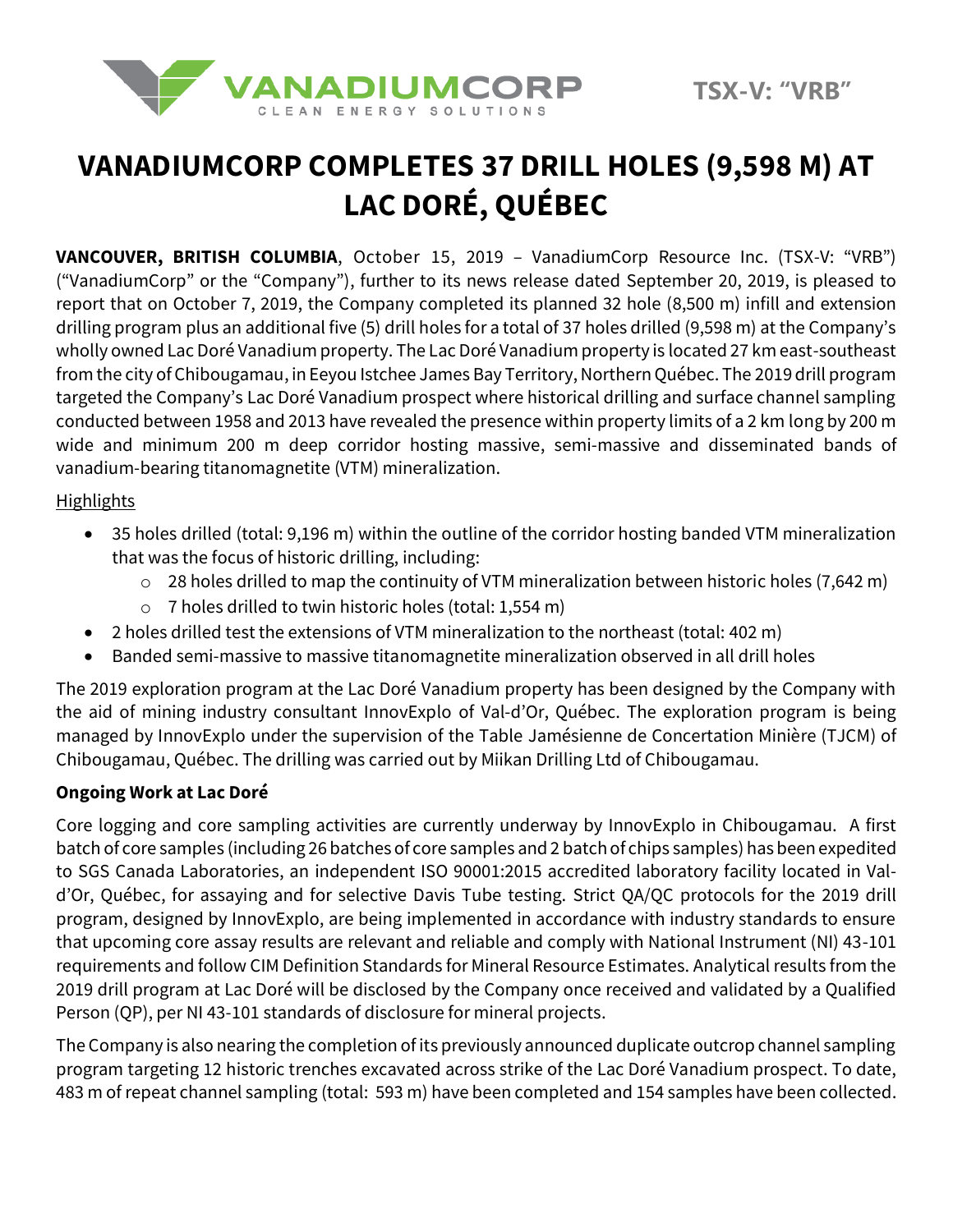VANADIUMCORP CLEAN ENERGY SOLUTIONS

TSX-V: "VRB"

# VANADIUMCORP COMPLETES 37 DRILL HOLES (9,598 M) AT LAC DORÉ, QUÉBEC

**VANCOUVER, BRITISH COLUMBIA**, October 15, 2019 – VanadiumCorp Resource Inc. (TSX-V: "VRB") ("VanadiumCorp" or the "Company"), further to its news release dated September 20, 2019, is pleased to report that on October 7, 2019, the Company completed its planned 32 hole (8,500 m) infill and extension drilling program plus an additional five (5) drill holes for a total of 37 holes drilled (9,598 m) at the Company's wholly owned Lac Doré Vanadium property. The Lac Doré Vanadium property is located 27 km east-southeast from the city of Chibougamau, in Eeyou Istchee James Bay Territory, Northern Québec. The 2019 drill program targeted the Company's Lac Doré Vanadium prospect where historical drilling and surface channel sampling conducted between 1958 and 2013 have revealed the presence within property limits of a 2 km long by 200 m wide and minimum 200 m deep corridor hosting massive, semi-massive and disseminated bands of vanadium-bearing titanomagnetite (VTM) mineralization.

Highlights

- 35 holes drilled (total: 9,196 m) within the outline of the corridor hosting banded VTM mineralization that was the focus of historic drilling, including:
  - 28 holes drilled to map the continuity of VTM mineralization between historic holes (7,642 m)
  - 7 holes drilled to twin historic holes (total: 1,554 m)
- 2 holes drilled test the extensions of VTM mineralization to the northeast (total: 402 m)
- Banded semi-massive to massive titanomagnetite mineralization observed in all drill holes

The 2019 exploration program at the Lac Doré Vanadium property has been designed by the Company with the aid of mining industry consultant InnovExplo of Val-d'Or, Québec. The exploration program is being managed by InnovExplo under the supervision of the Table Jamésienne de Concertation Minière (TJCM) of Chibougamau, Québec. The drilling was carried out by Miikan Drilling Ltd of Chibougamau.

### Ongoing Work at Lac Doré

Core logging and core sampling activities are currently underway by InnovExplo in Chibougamau. A first batch of core samples (including 26 batches of core samples and 2 batch of chips samples) has been expedited to SGS Canada Laboratories, an independent ISO 90001:2015 accredited laboratory facility located in Val-d'Or, Québec, for assaying and for selective Davis Tube testing. Strict QA/QC protocols for the 2019 drill program, designed by InnovExplo, are being implemented in accordance with industry standards to ensure that upcoming core assay results are relevant and reliable and comply with National Instrument (NI) 43-101 requirements and follow CIM Definition Standards for Mineral Resource Estimates. Analytical results from the 2019 drill program at Lac Doré will be disclosed by the Company once received and validated by a Qualified Person (QP), per NI 43-101 standards of disclosure for mineral projects.

The Company is also nearing the completion of its previously announced duplicate outcrop channel sampling program targeting 12 historic trenches excavated across strike of the Lac Doré Vanadium prospect. To date, 483 m of repeat channel sampling (total: 593 m) have been completed and 154 samples have been collected.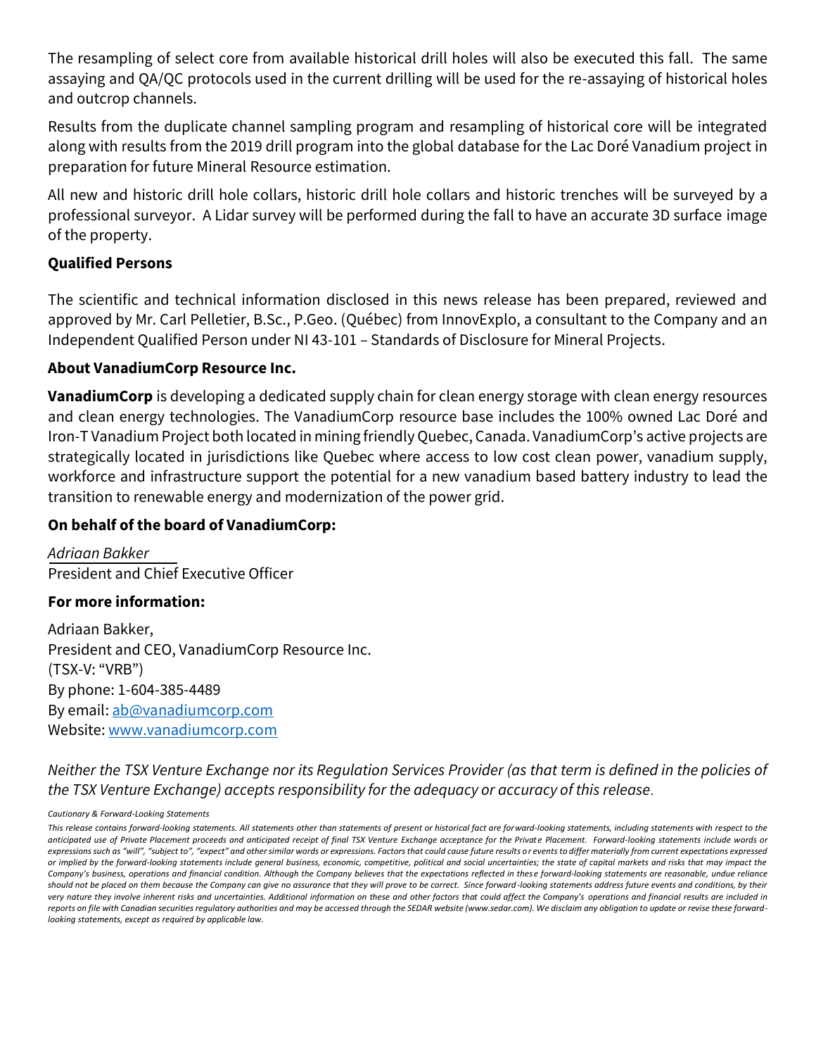The resampling of select core from available historical drill holes will also be executed this fall. The same assaying and QA/QC protocols used in the current drilling will be used for the re-assaying of historical holes and outcrop channels.

Results from the duplicate channel sampling program and resampling of historical core will be integrated along with results from the 2019 drill program into the global database for the Lac Doré Vanadium project in preparation for future Mineral Resource estimation.

All new and historic drill hole collars, historic drill hole collars and historic trenches will be surveyed by a professional surveyor. A Lidar survey will be performed during the fall to have an accurate 3D surface image of the property.

**Qualified Persons**

The scientific and technical information disclosed in this news release has been prepared, reviewed and approved by Mr. Carl Pelletier, B.Sc., P.Geo. (Québec) from InnovExplo, a consultant to the Company and an Independent Qualified Person under NI 43-101 – Standards of Disclosure for Mineral Projects.

**About VanadiumCorp Resource Inc.**

**VanadiumCorp** is developing a dedicated supply chain for clean energy storage with clean energy resources and clean energy technologies. The VanadiumCorp resource base includes the 100% owned Lac Doré and Iron-T Vanadium Project both located in mining friendly Quebec, Canada. VanadiumCorp's active projects are strategically located in jurisdictions like Quebec where access to low cost clean power, vanadium supply, workforce and infrastructure support the potential for a new vanadium based battery industry to lead the transition to renewable energy and modernization of the power grid.

**On behalf of the board of VanadiumCorp:**

*Adriaan Bakker*
President and Chief Executive Officer

**For more information:**

Adriaan Bakker,
President and CEO, VanadiumCorp Resource Inc.
(TSX-V: "VRB")
By phone: 1-604-385-4489
By email: ab@vanadiumcorp.com
Website: www.vanadiumcorp.com

*Neither the TSX Venture Exchange nor its Regulation Services Provider (as that term is defined in the policies of the TSX Venture Exchange) accepts responsibility for the adequacy or accuracy of this release.*

*Cautionary & Forward-Looking Statements*

*This release contains forward-looking statements. All statements other than statements of present or historical fact are forward-looking statements, including statements with respect to the anticipated use of Private Placement proceeds and anticipated receipt of final TSX Venture Exchange acceptance for the Private Placement. Forward-looking statements include words or expressions such as "will", "subject to", "expect" and other similar words or expressions. Factors that could cause future results or events to differ materially from current expectations expressed or implied by the forward-looking statements include general business, economic, competitive, political and social uncertainties; the state of capital markets and risks that may impact the Company's business, operations and financial condition. Although the Company believes that the expectations reflected in these forward-looking statements are reasonable, undue reliance should not be placed on them because the Company can give no assurance that they will prove to be correct. Since forward-looking statements address future events and conditions, by their very nature they involve inherent risks and uncertainties. Additional information on these and other factors that could affect the Company's operations and financial results are included in reports on file with Canadian securities regulatory authorities and may be accessed through the SEDAR website (www.sedar.com). We disclaim any obligation to update or revise these forward-looking statements, except as required by applicable law.*